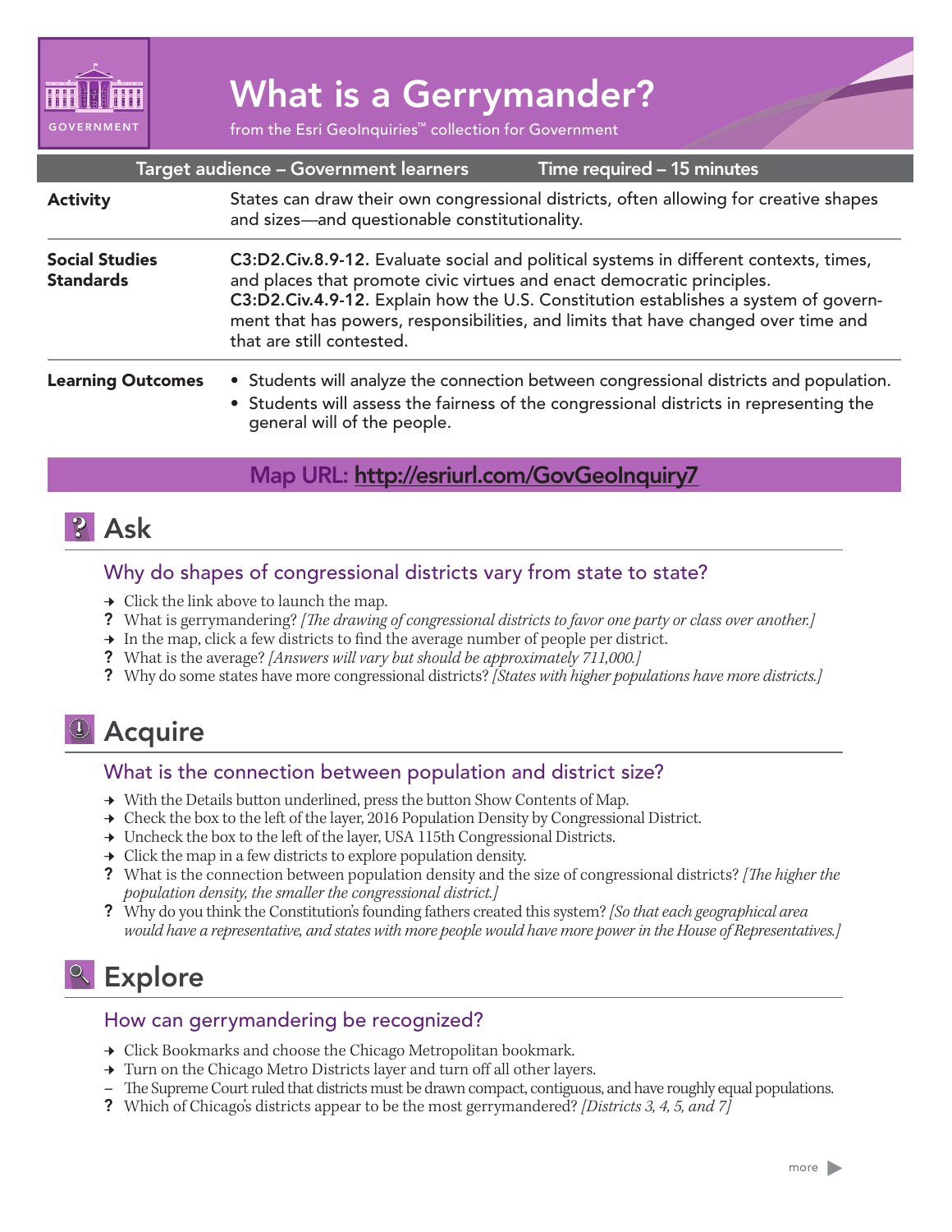# What is a Gerrymander?

GOVERNMENT

from the Esri GeoInquiries™ collection for Government

| Target audience – Government learners | Time required – 15 minutes |
|---|---|

| | |
|---|---|
| **Activity** | States can draw their own congressional districts, often allowing for creative shapes and sizes—and questionable constitutionality. |
| **Social Studies Standards** | **C3:D2.Civ.8.9-12.** Evaluate social and political systems in different contexts, times, and places that promote civic virtues and enact democratic principles. **C3:D2.Civ.4.9-12.** Explain how the U.S. Constitution establishes a system of government that has powers, responsibilities, and limits that have changed over time and that are still contested. |
| **Learning Outcomes** | • Students will analyze the connection between congressional districts and population. • Students will assess the fairness of the congressional districts in representing the general will of the people. |

**Map URL: http://esriurl.com/GovGeoInquiry7**

## Ask

### Why do shapes of congressional districts vary from state to state?

→ Click the link above to launch the map.

? What is gerrymandering? *[The drawing of congressional districts to favor one party or class over another.]*

→ In the map, click a few districts to find the average number of people per district.

? What is the average? *[Answers will vary but should be approximately 711,000.]*

? Why do some states have more congressional districts? *[States with higher populations have more districts.]*

## Acquire

### What is the connection between population and district size?

→ With the Details button underlined, press the button Show Contents of Map.

→ Check the box to the left of the layer, 2016 Population Density by Congressional District.

→ Uncheck the box to the left of the layer, USA 115th Congressional Districts.

→ Click the map in a few districts to explore population density.

? What is the connection between population density and the size of congressional districts? *[The higher the population density, the smaller the congressional district.]*

? Why do you think the Constitution's founding fathers created this system? *[So that each geographical area would have a representative, and states with more people would have more power in the House of Representatives.]*

## Explore

### How can gerrymandering be recognized?

→ Click Bookmarks and choose the Chicago Metropolitan bookmark.

→ Turn on the Chicago Metro Districts layer and turn off all other layers.

– The Supreme Court ruled that districts must be drawn compact, contiguous, and have roughly equal populations.

? Which of Chicago's districts appear to be the most gerrymandered? *[Districts 3, 4, 5, and 7]*

more ▶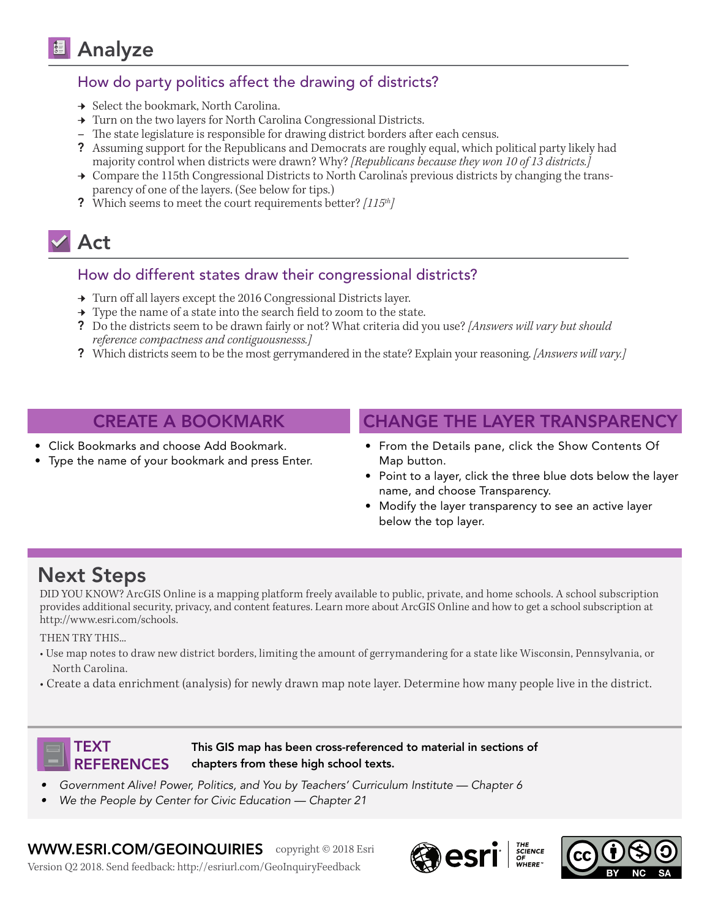## Analyze

### How do party politics affect the drawing of districts?

- → Select the bookmark, North Carolina.
- → Turn on the two layers for North Carolina Congressional Districts.
- – The state legislature is responsible for drawing district borders after each census.
- **?** Assuming support for the Republicans and Democrats are roughly equal, which political party likely had majority control when districts were drawn? Why? *[Republicans because they won 10 of 13 districts.]*
- → Compare the 115th Congressional Districts to North Carolina's previous districts by changing the transparency of one of the layers. (See below for tips.)
- **?** Which seems to meet the court requirements better? *[115th]*

## Act

### How do different states draw their congressional districts?

- → Turn off all layers except the 2016 Congressional Districts layer.
- → Type the name of a state into the search field to zoom to the state.
- **?** Do the districts seem to be drawn fairly or not? What criteria did you use? *[Answers will vary but should reference compactness and contiguousnesss.]*
- **?** Which districts seem to be the most gerrymandered in the state? Explain your reasoning. *[Answers will vary.]*

### CREATE A BOOKMARK

- Click Bookmarks and choose Add Bookmark.
- Type the name of your bookmark and press Enter.

### CHANGE THE LAYER TRANSPARENCY

- From the Details pane, click the Show Contents Of Map button.
- Point to a layer, click the three blue dots below the layer name, and choose Transparency.
- Modify the layer transparency to see an active layer below the top layer.

## Next Steps

DID YOU KNOW? ArcGIS Online is a mapping platform freely available to public, private, and home schools. A school subscription provides additional security, privacy, and content features. Learn more about ArcGIS Online and how to get a school subscription at http://www.esri.com/schools.

THEN TRY THIS...

- Use map notes to draw new district borders, limiting the amount of gerrymandering for a state like Wisconsin, Pennsylvania, or North Carolina.
- Create a data enrichment (analysis) for newly drawn map note layer. Determine how many people live in the district.

### TEXT REFERENCES

**This GIS map has been cross-referenced to material in sections of chapters from these high school texts.**

- *Government Alive! Power, Politics, and You by Teachers' Curriculum Institute — Chapter 6*
- *We the People by Center for Civic Education — Chapter 21*

**WWW.ESRI.COM/GEOINQUIRIES** copyright © 2018 Esri

Version Q2 2018. Send feedback: http://esriurl.com/GeoInquiryFeedback